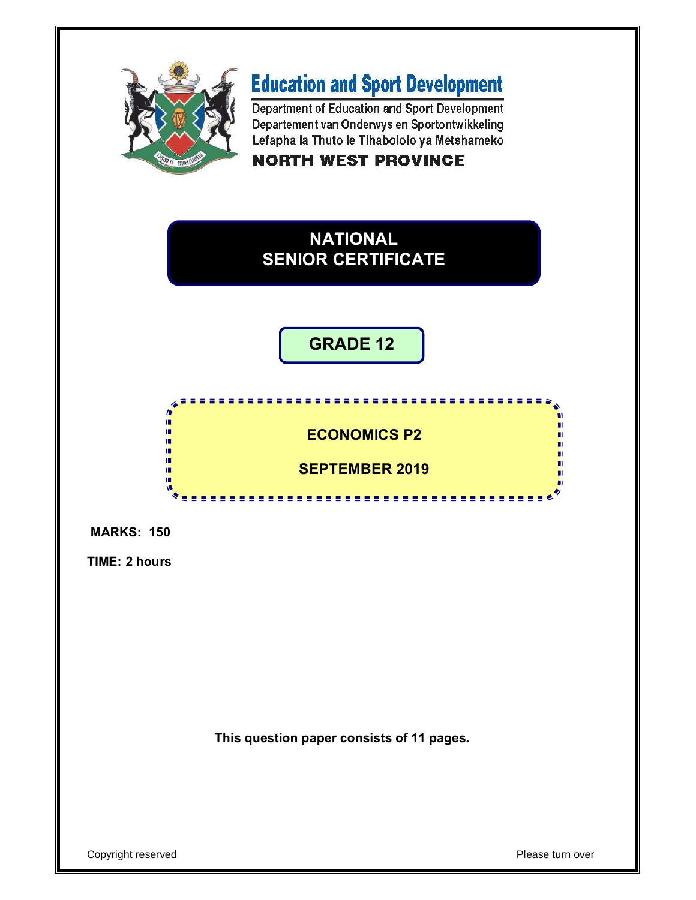**Education and Sport Development**

Department of Education and Sport Development
Departement van Onderwys en Sportontwikkeling
Lefapha la Thuto le Tlhabololo ya Metshameko

**NORTH WEST PROVINCE**

# NATIONAL SENIOR CERTIFICATE

## GRADE 12

## ECONOMICS P2

## SEPTEMBER 2019

**MARKS: 150**

**TIME: 2 hours**

**This question paper consists of 11 pages.**

Copyright reserved

Please turn over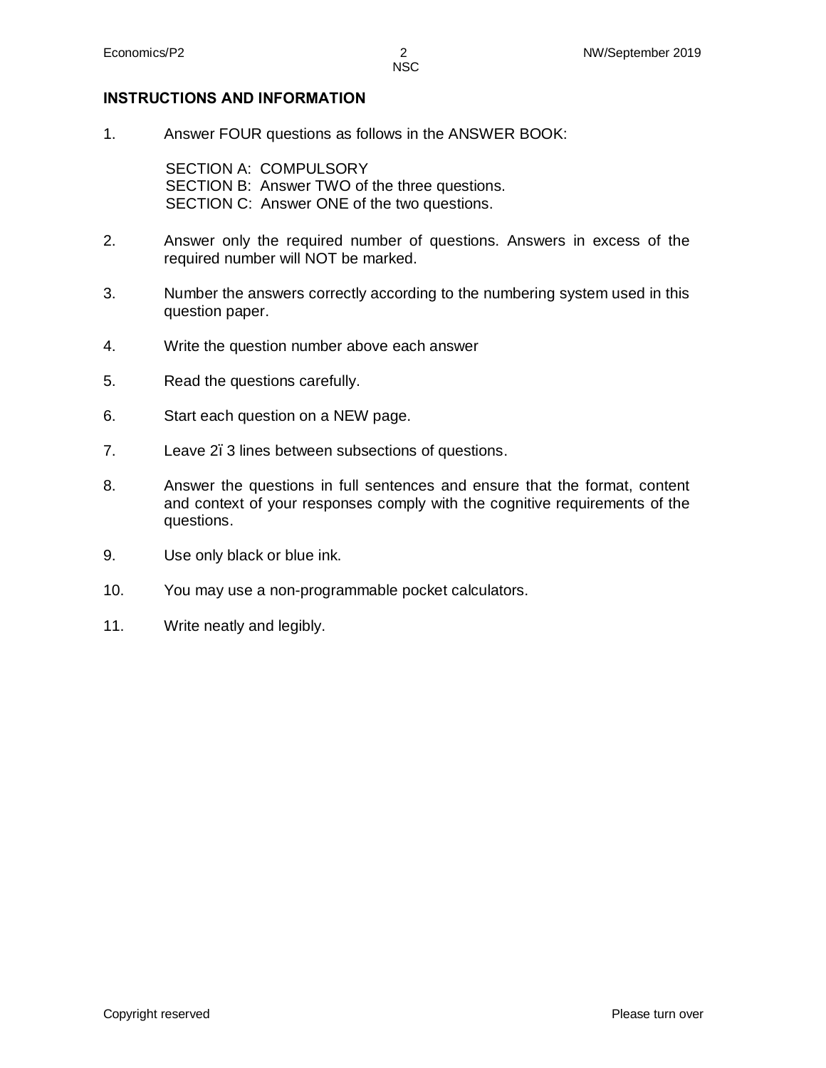**INSTRUCTIONS AND INFORMATION**

1. Answer FOUR questions as follows in the ANSWER BOOK:

   SECTION A: COMPULSORY
   SECTION B: Answer TWO of the three questions.
   SECTION C: Answer ONE of the two questions.

2. Answer only the required number of questions. Answers in excess of the required number will NOT be marked.

3. Number the answers correctly according to the numbering system used in this question paper.

4. Write the question number above each answer

5. Read the questions carefully.

6. Start each question on a NEW page.

7. Leave 2ï 3 lines between subsections of questions.

8. Answer the questions in full sentences and ensure that the format, content and context of your responses comply with the cognitive requirements of the questions.

9. Use only black or blue ink.

10. You may use a non-programmable pocket calculators.

11. Write neatly and legibly.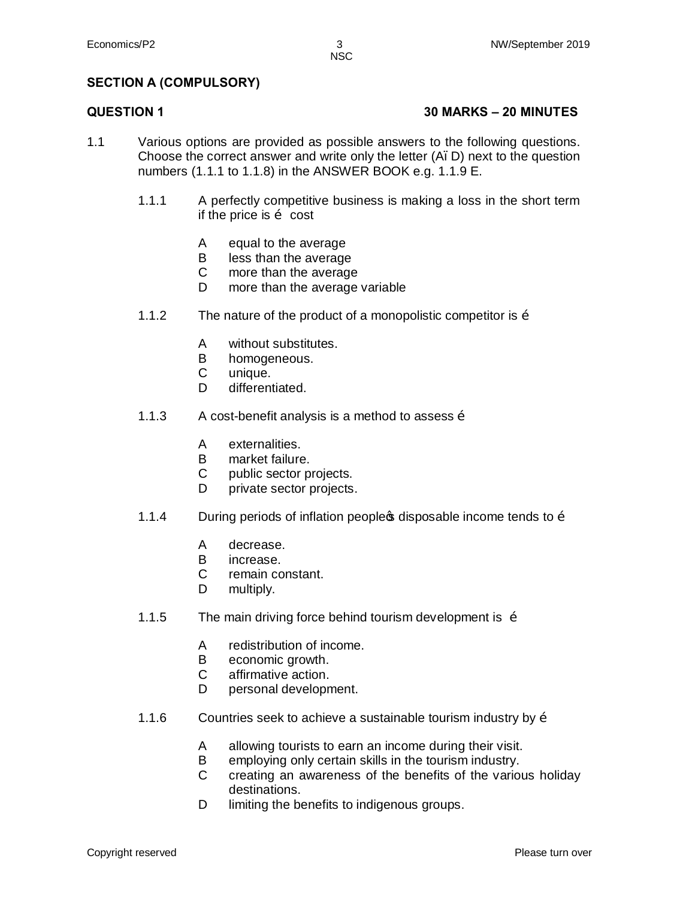## SECTION A (COMPULSORY)

### QUESTION 1 30 MARKS – 20 MINUTES

1.1 Various options are provided as possible answers to the following questions. Choose the correct answer and write only the letter (A–D) next to the question numbers (1.1.1 to 1.1.8) in the ANSWER BOOK e.g. 1.1.9 E.

1.1.1 A perfectly competitive business is making a loss in the short term if the price is … cost

- A equal to the average
- B less than the average
- C more than the average
- D more than the average variable

1.1.2 The nature of the product of a monopolistic competitor is …

- A without substitutes.
- B homogeneous.
- C unique.
- D differentiated.

1.1.3 A cost-benefit analysis is a method to assess …

- A externalities.
- B market failure.
- C public sector projects.
- D private sector projects.

1.1.4 During periods of inflation people's disposable income tends to …

- A decrease.
- B increase.
- C remain constant.
- D multiply.

1.1.5 The main driving force behind tourism development is …

- A redistribution of income.
- B economic growth.
- C affirmative action.
- D personal development.

1.1.6 Countries seek to achieve a sustainable tourism industry by …

- A allowing tourists to earn an income during their visit.
- B employing only certain skills in the tourism industry.
- C creating an awareness of the benefits of the various holiday destinations.
- D limiting the benefits to indigenous groups.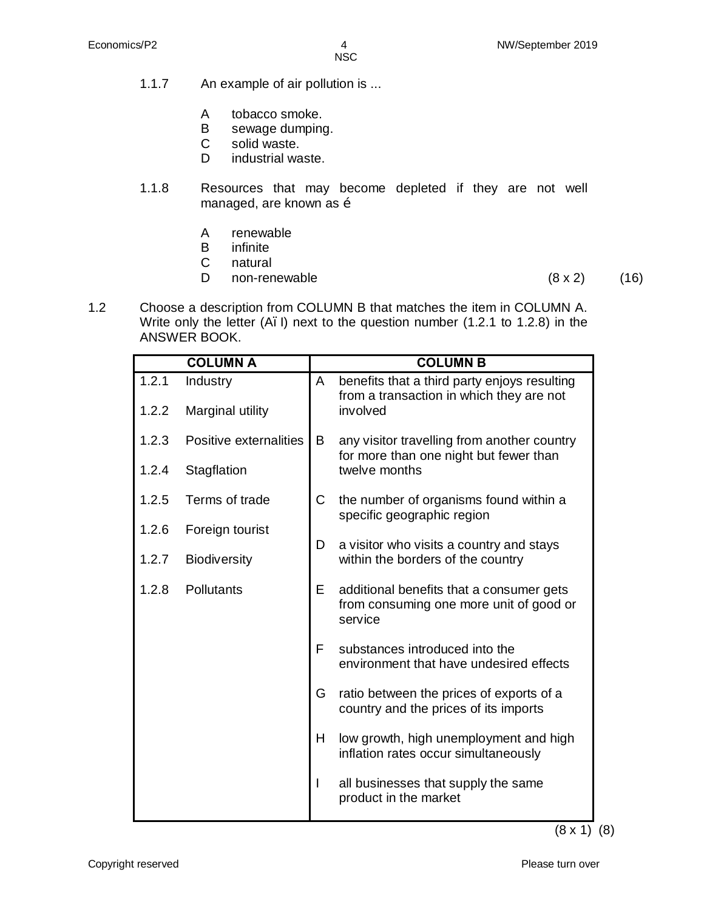1.1.7 An example of air pollution is ...

A tobacco smoke.
B sewage dumping.
C solid waste.
D industrial waste.

1.1.8 Resources that may become depleted if they are not well managed, are known as é

A renewable
B infinite
C natural
D non-renewable (8 x 2) (16)

1.2 Choose a description from COLUMN B that matches the item in COLUMN A. Write only the letter (AïI) next to the question number (1.2.1 to 1.2.8) in the ANSWER BOOK.

| COLUMN A | | COLUMN B | |
|---|---|---|---|
| 1.2.1 | Industry | A | benefits that a third party enjoys resulting from a transaction in which they are not involved |
| 1.2.2 | Marginal utility | B | any visitor travelling from another country for more than one night but fewer than twelve months |
| 1.2.3 | Positive externalities | C | the number of organisms found within a specific geographic region |
| 1.2.4 | Stagflation | D | a visitor who visits a country and stays within the borders of the country |
| 1.2.5 | Terms of trade | E | additional benefits that a consumer gets from consuming one more unit of good or service |
| 1.2.6 | Foreign tourist | F | substances introduced into the environment that have undesired effects |
| 1.2.7 | Biodiversity | G | ratio between the prices of exports of a country and the prices of its imports |
| 1.2.8 | Pollutants | H | low growth, high unemployment and high inflation rates occur simultaneously |
| | | I | all businesses that supply the same product in the market |

(8 x 1) (8)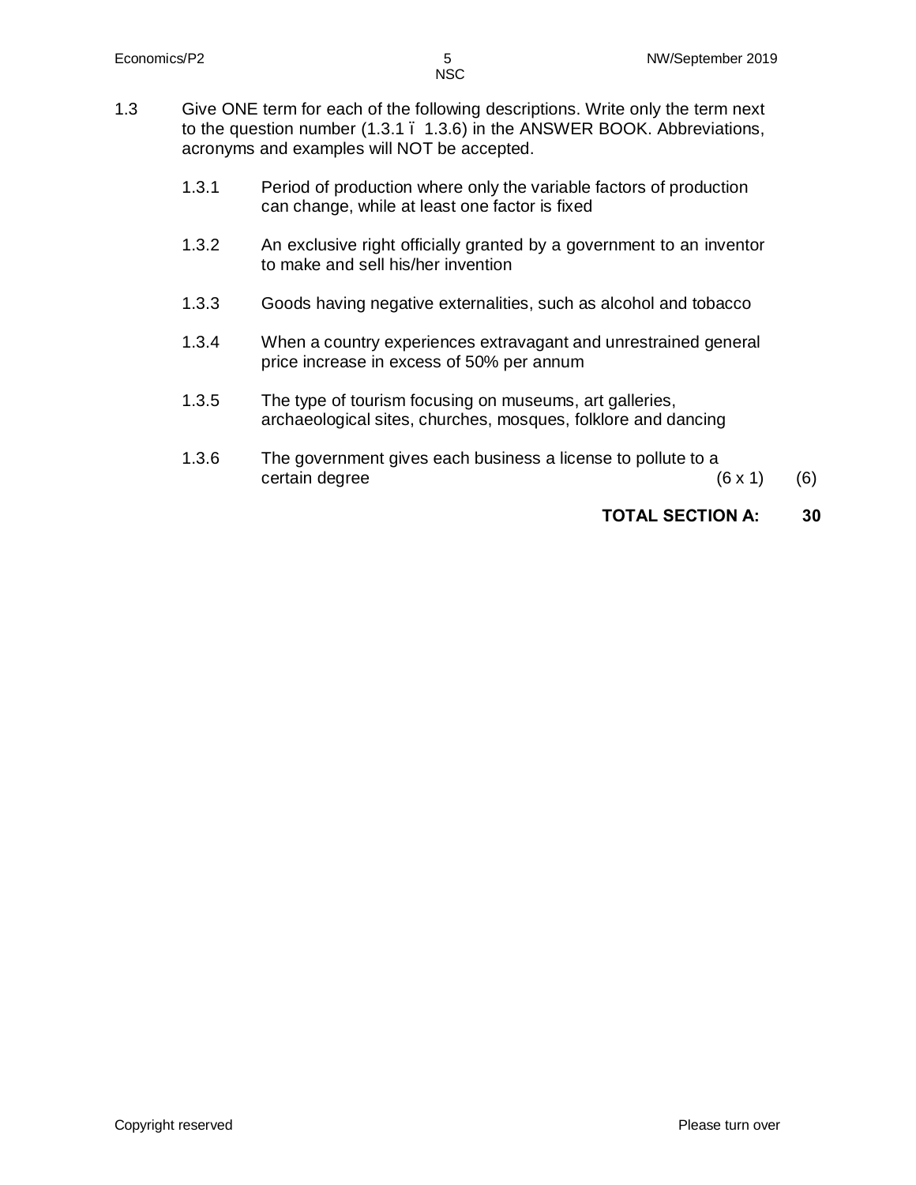1.3 Give ONE term for each of the following descriptions. Write only the term next to the question number (1.3.1 – 1.3.6) in the ANSWER BOOK. Abbreviations, acronyms and examples will NOT be accepted.

1.3.1 Period of production where only the variable factors of production can change, while at least one factor is fixed

1.3.2 An exclusive right officially granted by a government to an inventor to make and sell his/her invention

1.3.3 Goods having negative externalities, such as alcohol and tobacco

1.3.4 When a country experiences extravagant and unrestrained general price increase in excess of 50% per annum

1.3.5 The type of tourism focusing on museums, art galleries, archaeological sites, churches, mosques, folklore and dancing

1.3.6 The government gives each business a license to pollute to a certain degree (6 x 1) (6)

**TOTAL SECTION A: 30**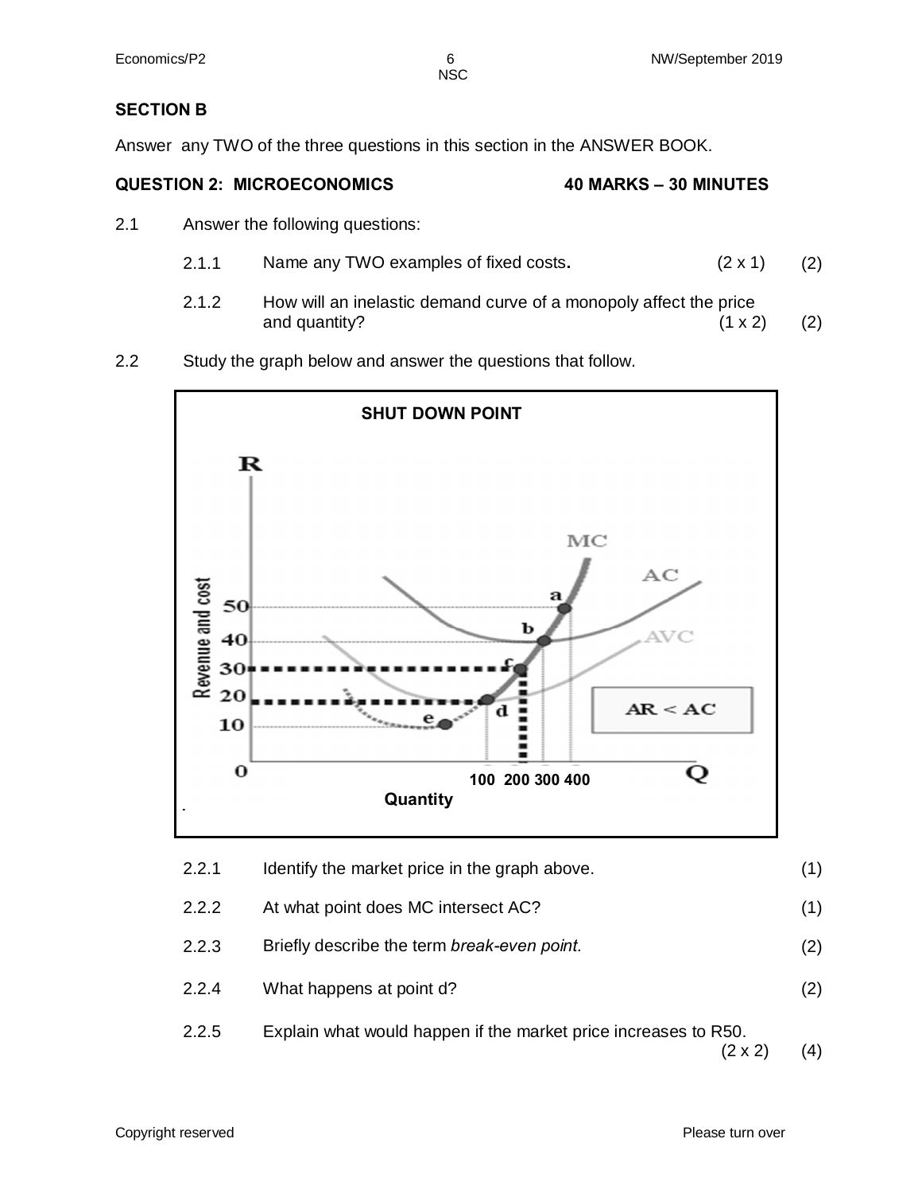## SECTION B

Answer any TWO of the three questions in this section in the ANSWER BOOK.

### QUESTION 2: MICROECONOMICS 40 MARKS – 30 MINUTES

2.1 Answer the following questions:

2.1.1 Name any TWO examples of fixed costs. (2 x 1) (2)

2.1.2 How will an inelastic demand curve of a monopoly affect the price and quantity? (1 x 2) (2)

2.2 Study the graph below and answer the questions that follow.

**SHUT DOWN POINT**

2.2.1 Identify the market price in the graph above. (1)

2.2.2 At what point does MC intersect AC? (1)

2.2.3 Briefly describe the term *break-even point.* (2)

2.2.4 What happens at point d? (2)

2.2.5 Explain what would happen if the market price increases to R50. (2 x 2) (4)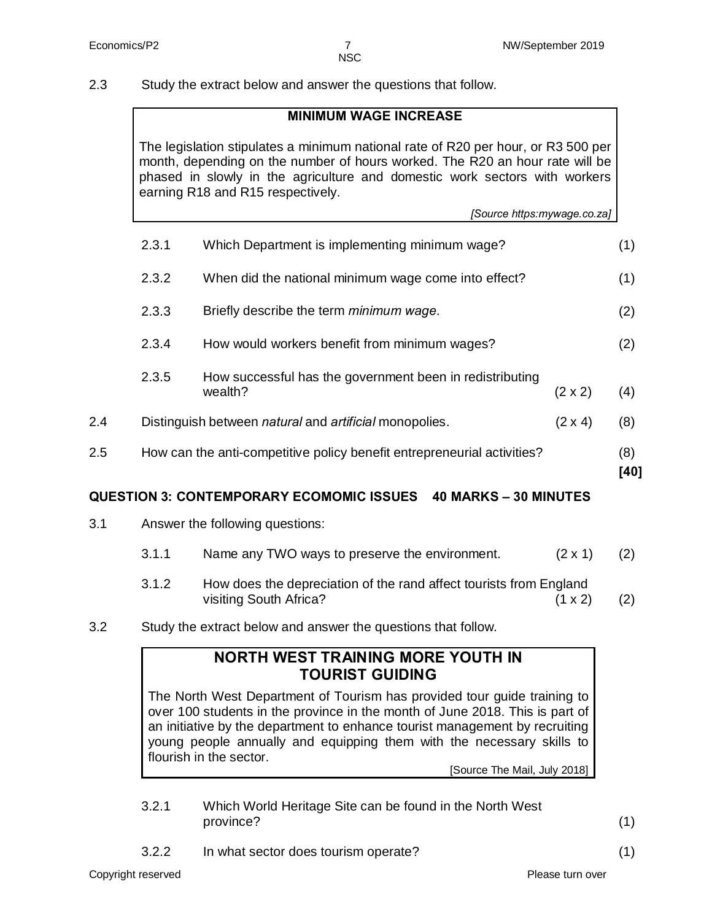2.3 Study the extract below and answer the questions that follow.

> **MINIMUM WAGE INCREASE**
>
> The legislation stipulates a minimum national rate of R20 per hour, or R3 500 per month, depending on the number of hours worked. The R20 an hour rate will be phased in slowly in the agriculture and domestic work sectors with workers earning R18 and R15 respectively.
>
> *[Source https:mywage.co.za]*

2.3.1 Which Department is implementing minimum wage? (1)

2.3.2 When did the national minimum wage come into effect? (1)

2.3.3 Briefly describe the term *minimum wage*. (2)

2.3.4 How would workers benefit from minimum wages? (2)

2.3.5 How successful has the government been in redistributing wealth? (2 x 2) (4)

2.4 Distinguish between *natural* and *artificial* monopolies. (2 x 4) (8)

2.5 How can the anti-competitive policy benefit entrepreneurial activities? (8)

**[40]**

## QUESTION 3: CONTEMPORARY ECOMOMIC ISSUES 40 MARKS – 30 MINUTES

3.1 Answer the following questions:

3.1.1 Name any TWO ways to preserve the environment. (2 x 1) (2)

3.1.2 How does the depreciation of the rand affect tourists from England visiting South Africa? (1 x 2) (2)

3.2 Study the extract below and answer the questions that follow.

> **NORTH WEST TRAINING MORE YOUTH IN TOURIST GUIDING**
>
> The North West Department of Tourism has provided tour guide training to over 100 students in the province in the month of June 2018. This is part of an initiative by the department to enhance tourist management by recruiting young people annually and equipping them with the necessary skills to flourish in the sector.
>
> [Source The Mail, July 2018]

3.2.1 Which World Heritage Site can be found in the North West province? (1)

3.2.2 In what sector does tourism operate? (1)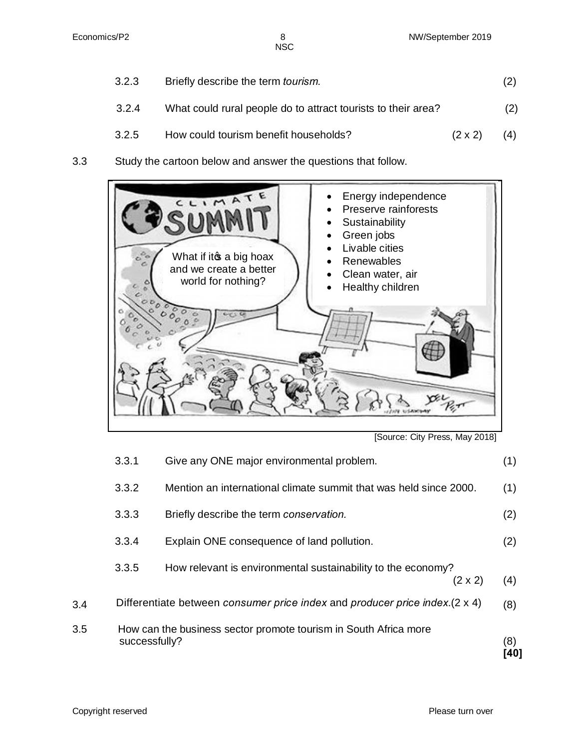| | | | |
|---|---|---|---|
| 3.2.3 | Briefly describe the term *tourism.* | | (2) |
| 3.2.4 | What could rural people do to attract tourists to their area? | | (2) |
| 3.2.5 | How could tourism benefit households? | (2 x 2) | (4) |

3.3 Study the cartoon below and answer the questions that follow.

CLIMATE SUMMIT

- Energy independence
- Preserve rainforests
- Sustainability
- Green jobs
- Livable cities
- Renewables
- Clean water, air
- Healthy children

What if itôs a big hoax and we create a better world for nothing?

[Source: City Press, May 2018]

| | | | |
|---|---|---|---|
| 3.3.1 | Give any ONE major environmental problem. | | (1) |
| 3.3.2 | Mention an international climate summit that was held since 2000. | | (1) |
| 3.3.3 | Briefly describe the term *conservation.* | | (2) |
| 3.3.4 | Explain ONE consequence of land pollution. | | (2) |
| 3.3.5 | How relevant is environmental sustainability to the economy? | (2 x 2) | (4) |

3.4 Differentiate between *consumer price index* and *producer price index*.(2 x 4) (8)

3.5 How can the business sector promote tourism in South Africa more successfully? (8)

**[40]**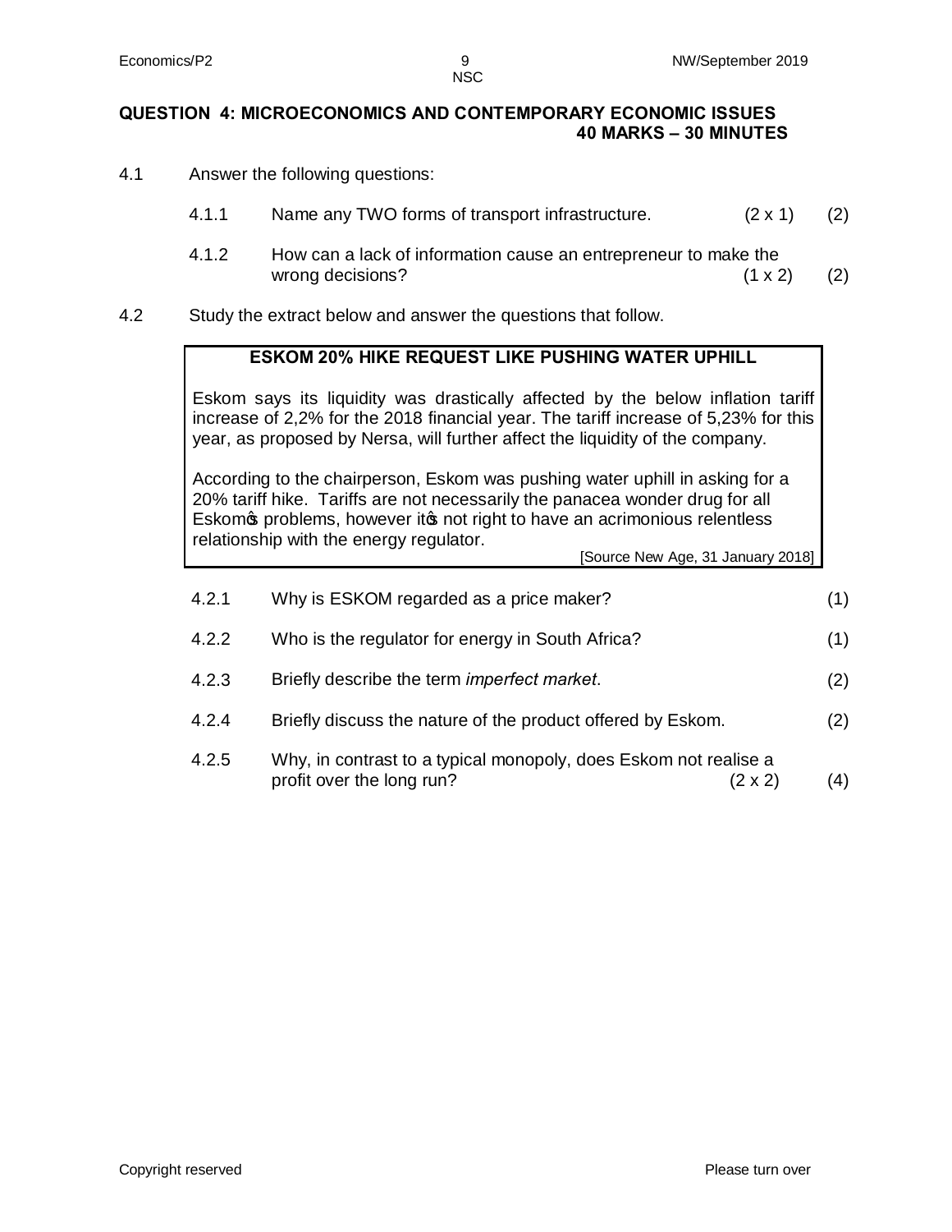## QUESTION 4: MICROECONOMICS AND CONTEMPORARY ECONOMIC ISSUES
**40 MARKS – 30 MINUTES**

4.1 Answer the following questions:

4.1.1 Name any TWO forms of transport infrastructure. (2 x 1) (2)

4.1.2 How can a lack of information cause an entrepreneur to make the wrong decisions? (1 x 2) (2)

4.2 Study the extract below and answer the questions that follow.

> **ESKOM 20% HIKE REQUEST LIKE PUSHING WATER UPHILL**
>
> Eskom says its liquidity was drastically affected by the below inflation tariff increase of 2,2% for the 2018 financial year. The tariff increase of 5,23% for this year, as proposed by Nersa, will further affect the liquidity of the company.
>
> According to the chairperson, Eskom was pushing water uphill in asking for a 20% tariff hike. Tariffs are not necessarily the panacea wonder drug for all Eskom's problems, however it's not right to have an acrimonious relentless relationship with the energy regulator.
>
> [Source New Age, 31 January 2018]

4.2.1 Why is ESKOM regarded as a price maker? (1)

4.2.2 Who is the regulator for energy in South Africa? (1)

4.2.3 Briefly describe the term *imperfect market*. (2)

4.2.4 Briefly discuss the nature of the product offered by Eskom. (2)

4.2.5 Why, in contrast to a typical monopoly, does Eskom not realise a profit over the long run? (2 x 2) (4)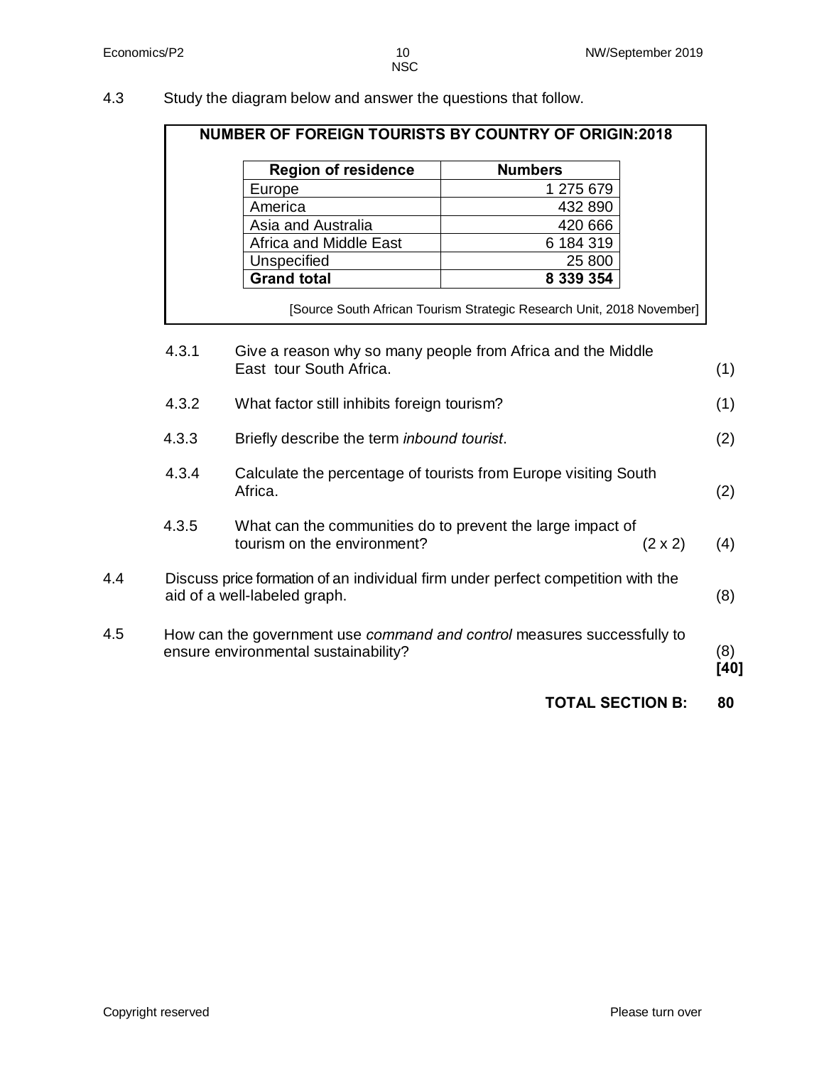4.3 Study the diagram below and answer the questions that follow.

**NUMBER OF FOREIGN TOURISTS BY COUNTRY OF ORIGIN:2018**

| Region of residence | Numbers |
|---|---|
| Europe | 1 275 679 |
| America | 432 890 |
| Asia and Australia | 420 666 |
| Africa and Middle East | 6 184 319 |
| Unspecified | 25 800 |
| **Grand total** | **8 339 354** |

[Source South African Tourism Strategic Research Unit, 2018 November]

4.3.1 Give a reason why so many people from Africa and the Middle East tour South Africa. (1)

4.3.2 What factor still inhibits foreign tourism? (1)

4.3.3 Briefly describe the term *inbound tourist*. (2)

4.3.4 Calculate the percentage of tourists from Europe visiting South Africa. (2)

4.3.5 What can the communities do to prevent the large impact of tourism on the environment? (2 x 2) (4)

4.4 Discuss price formation of an individual firm under perfect competition with the aid of a well-labeled graph. (8)

4.5 How can the government use *command and control* measures successfully to ensure environmental sustainability? (8)
**[40]**

**TOTAL SECTION B: 80**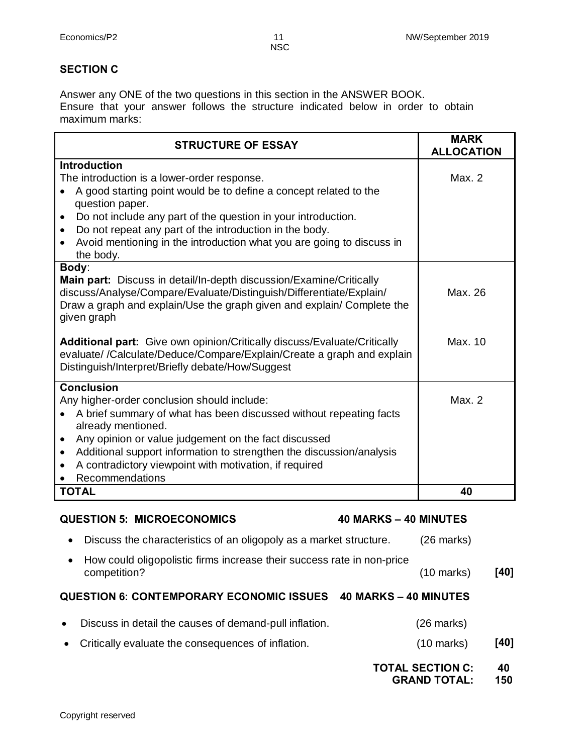## SECTION C

Answer any ONE of the two questions in this section in the ANSWER BOOK.
Ensure that your answer follows the structure indicated below in order to obtain maximum marks:

| STRUCTURE OF ESSAY | MARK ALLOCATION |
|---|---|
| **Introduction**<br>The introduction is a lower-order response.<br>• A good starting point would be to define a concept related to the question paper.<br>• Do not include any part of the question in your introduction.<br>• Do not repeat any part of the introduction in the body.<br>• Avoid mentioning in the introduction what you are going to discuss in the body. | Max. 2 |
| **Body**:<br>**Main part:** Discuss in detail/In-depth discussion/Examine/Critically discuss/Analyse/Compare/Evaluate/Distinguish/Differentiate/Explain/ Draw a graph and explain/Use the graph given and explain/ Complete the given graph | Max. 26 |
| **Additional part:** Give own opinion/Critically discuss/Evaluate/Critically evaluate/ /Calculate/Deduce/Compare/Explain/Create a graph and explain Distinguish/Interpret/Briefly debate/How/Suggest | Max. 10 |
| **Conclusion**<br>Any higher-order conclusion should include:<br>• A brief summary of what has been discussed without repeating facts already mentioned.<br>• Any opinion or value judgement on the fact discussed<br>• Additional support information to strengthen the discussion/analysis<br>• A contradictory viewpoint with motivation, if required<br>• Recommendations | Max. 2 |
| **TOTAL** | **40** |

### QUESTION 5: MICROECONOMICS — 40 MARKS – 40 MINUTES

- Discuss the characteristics of an oligopoly as a market structure. (26 marks)
- How could oligopolistic firms increase their success rate in non-price competition? (10 marks) **[40]**

### QUESTION 6: CONTEMPORARY ECONOMIC ISSUES — 40 MARKS – 40 MINUTES

- Discuss in detail the causes of demand-pull inflation. (26 marks)
- Critically evaluate the consequences of inflation. (10 marks) **[40]**

**TOTAL SECTION C: 40**
**GRAND TOTAL: 150**